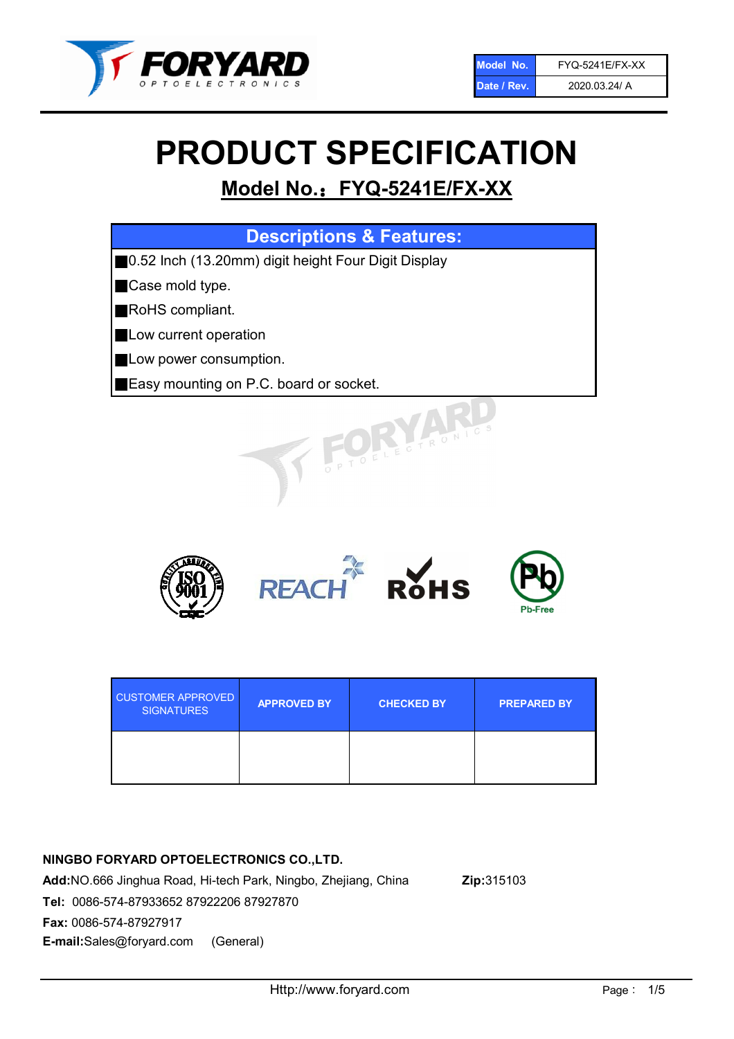| Model No. | FYQ-5241E/FX-XX |
| --- | --- |
| Date / Rev. | 2020.03.24/ A |

# PRODUCT SPECIFICATION

## Model No.：FYQ-5241E/FX-XX

| Descriptions & Features: |
| --- |
| ■0.52 Inch (13.20mm) digit height Four Digit Display |
| ■Case mold type. |
| ■RoHS compliant. |
| ■Low current operation |
| ■Low power consumption. |
| ■Easy mounting on P.C. board or socket. |

| CUSTOMER APPROVED SIGNATURES | APPROVED BY | CHECKED BY | PREPARED BY |
| --- | --- | --- | --- |
| | | | |

**NINGBO FORYARD OPTOELECTRONICS CO.,LTD.**

**Add:**NO.666 Jinghua Road, Hi-tech Park, Ningbo, Zhejiang, China **Zip:**315103

**Tel:** 0086-574-87933652 87922206 87927870

**Fax:** 0086-574-87927917

**E-mail:**Sales@foryard.com (General)

Http://www.foryard.com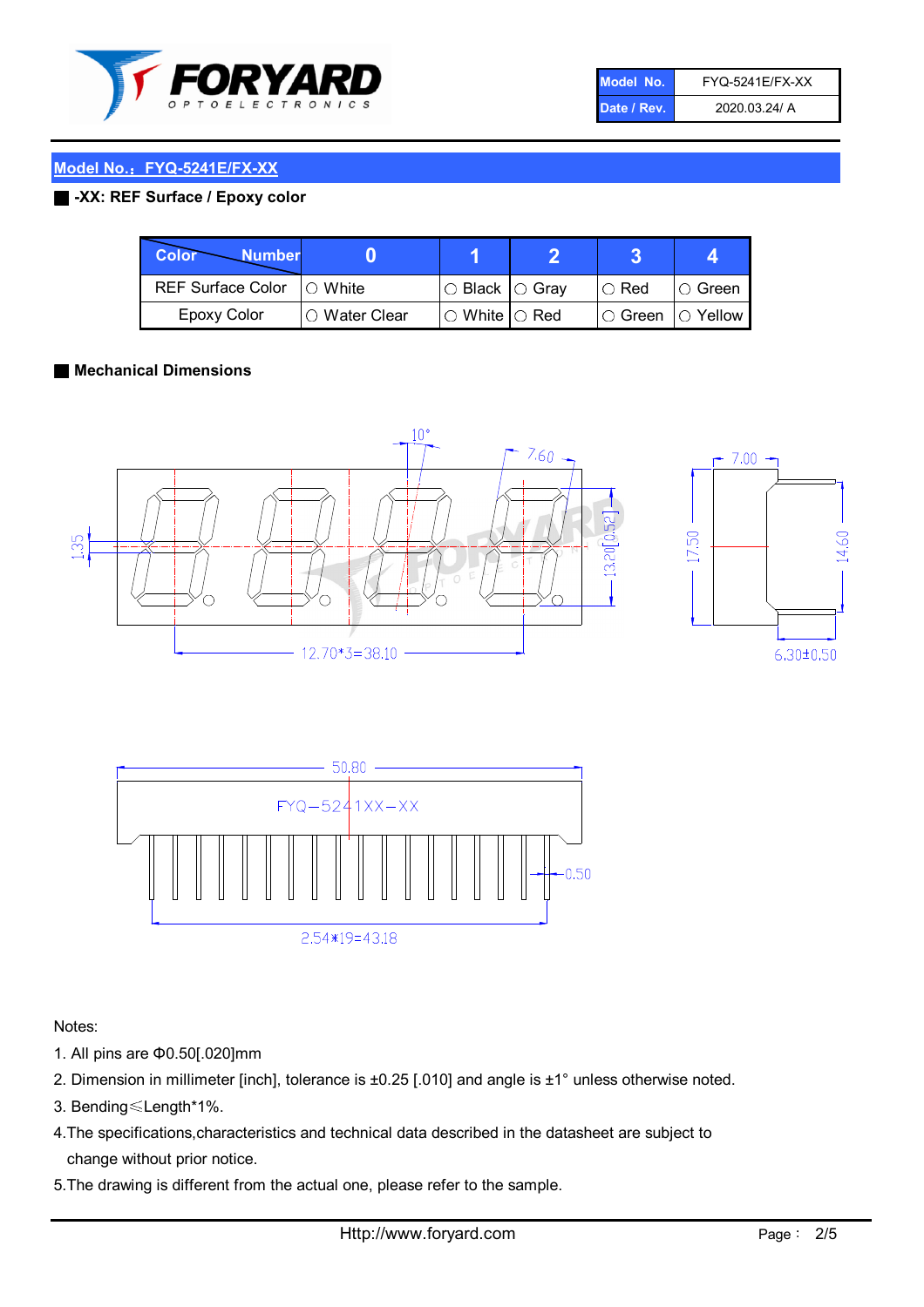## Model No.：FYQ-5241E/FX-XX

**-XX: REF Surface / Epoxy color**

| Color \ Number | 0 | 1 | 2 | 3 | 4 |
|---|---|---|---|---|---|
| REF Surface Color | ○ White | ○ Black | ○ Gray | ○ Red | ○ Green |
| Epoxy Color | ○ Water Clear | ○ White | ○ Red | ○ Green | ○ Yellow |

**Mechanical Dimensions**

Notes:

1. All pins are Φ0.50[.020]mm
2. Dimension in millimeter [inch], tolerance is ±0.25 [.010] and angle is ±1° unless otherwise noted.
3. Bending≤Length*1%.
4. The specifications,characteristics and technical data described in the datasheet are subject to change without prior notice.
5. The drawing is different from the actual one, please refer to the sample.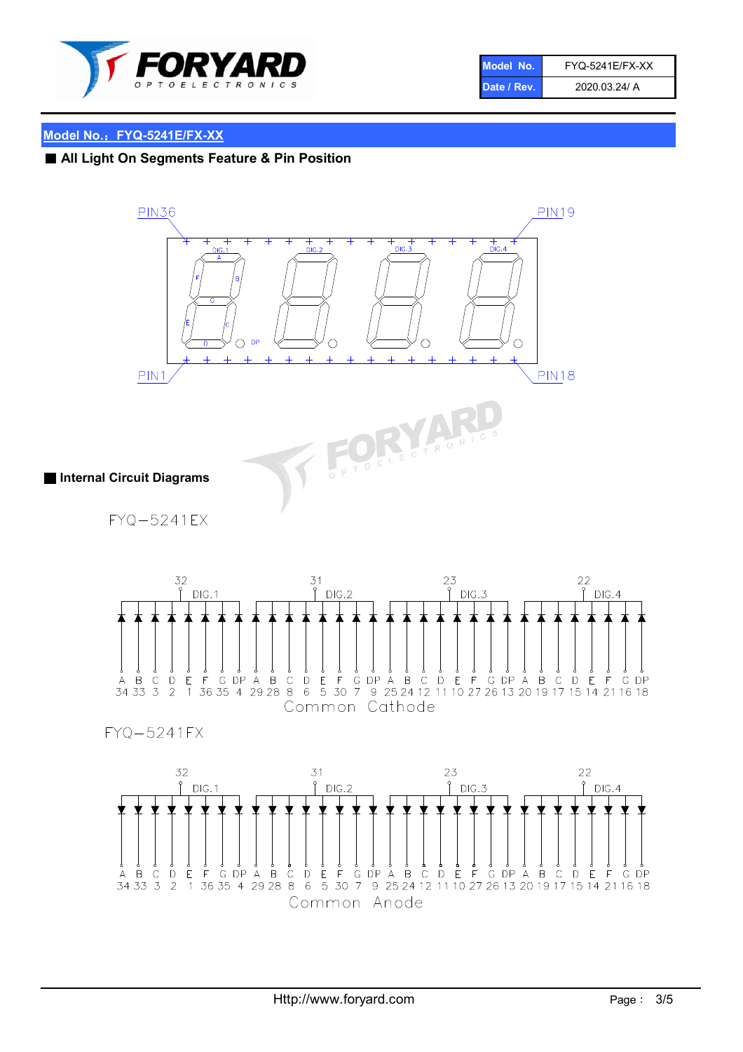| Model No. | FYQ-5241E/FX-XX |
| --- | --- |
| Date / Rev. | 2020.03.24/ A |

## Model No.：FYQ-5241E/FX-XX

### ■ All Light On Segments Feature & Pin Position

PIN36 PIN19

DIG.1 DIG.2 DIG.3 DIG.4

A B C D E F G DP

PIN1 PIN18

### ■ Internal Circuit Diagrams

FYQ−5241EX

| | DIG.1 (32) | | | | | | | | DIG.2 (31) | | | | | | | | DIG.3 (23) | | | | | | | | DIG.4 (22) | | | | | | | |
| --- | --- | --- | --- | --- | --- | --- | --- | --- | --- | --- | --- | --- | --- | --- | --- | --- | --- | --- | --- | --- | --- | --- | --- | --- | --- | --- | --- | --- | --- | --- | --- | --- |
| Segment | A | B | C | D | E | F | G | DP | A | B | C | D | E | F | G | DP | A | B | C | D | E | F | G | DP | A | B | C | D | E | F | G | DP |
| Pin | 34 | 33 | 3 | 2 | 1 | 36 | 35 | 4 | 29 | 28 | 8 | 6 | 5 | 30 | 7 | 9 | 25 | 24 | 12 | 11 | 10 | 27 | 26 | 13 | 20 | 19 | 17 | 15 | 14 | 21 | 16 | 18 |

Common Cathode

FYQ−5241FX

| | DIG.1 (32) | | | | | | | | DIG.2 (31) | | | | | | | | DIG.3 (23) | | | | | | | | DIG.4 (22) | | | | | | | |
| --- | --- | --- | --- | --- | --- | --- | --- | --- | --- | --- | --- | --- | --- | --- | --- | --- | --- | --- | --- | --- | --- | --- | --- | --- | --- | --- | --- | --- | --- | --- | --- | --- |
| Segment | A | B | C | D | E | F | G | DP | A | B | C | D | E | F | G | DP | A | B | C | D | E | F | G | DP | A | B | C | D | E | F | G | DP |
| Pin | 34 | 33 | 3 | 2 | 1 | 36 | 35 | 4 | 29 | 28 | 8 | 6 | 5 | 30 | 7 | 9 | 25 | 24 | 12 | 11 | 10 | 27 | 26 | 13 | 20 | 19 | 17 | 15 | 14 | 21 | 16 | 18 |

Common Anode

Http://www.foryard.com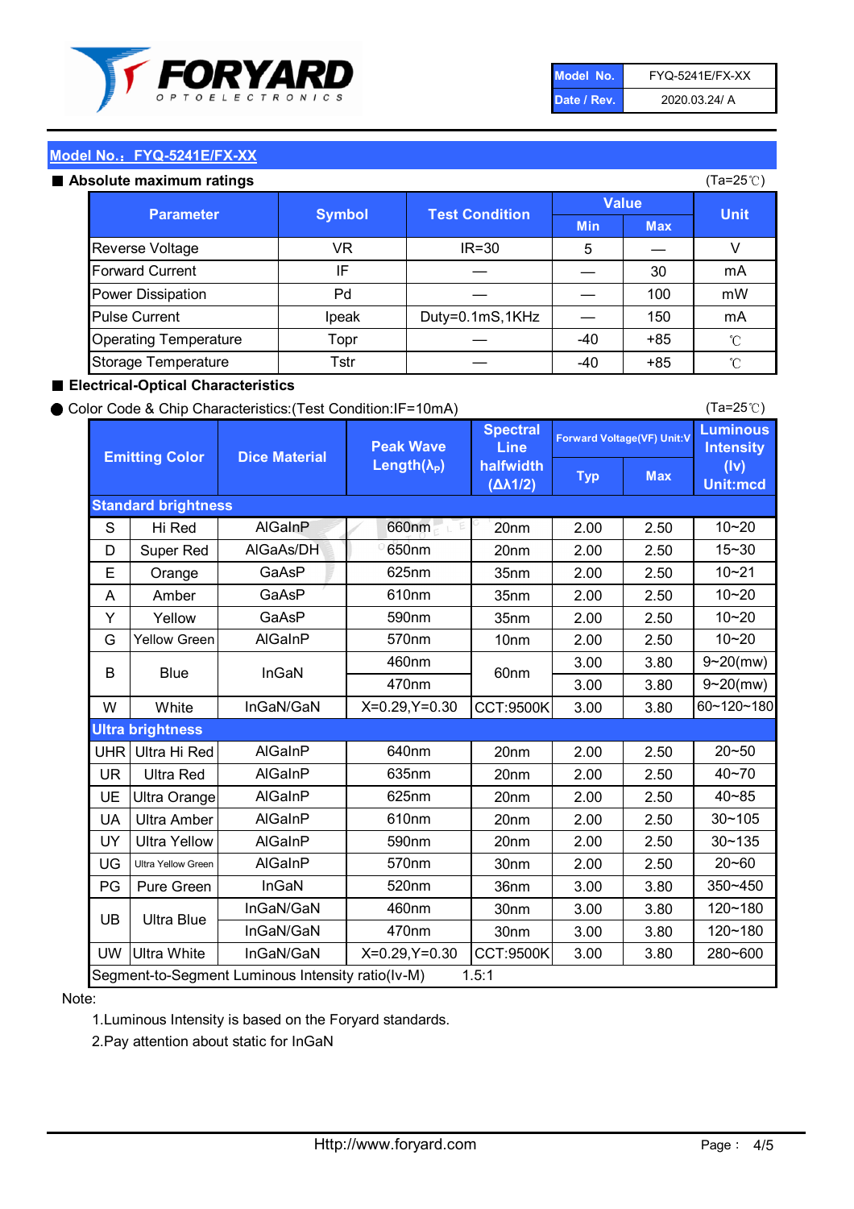| Model No. | FYQ-5241E/FX-XX |
|---|---|
| Date / Rev. | 2020.03.24/ A |

## Model No.: FYQ-5241E/FX-XX

### ■ Absolute maximum ratings

(Ta=25℃)

| Parameter | Symbol | Test Condition | Value | | Unit |
|---|---|---|---|---|---|
| | | | Min | Max | |
| Reverse Voltage | VR | IR=30 | 5 | — | V |
| Forward Current | IF | — | — | 30 | mA |
| Power Dissipation | Pd | — | — | 100 | mW |
| Pulse Current | Ipeak | Duty=0.1mS,1KHz | — | 150 | mA |
| Operating Temperature | Topr | — | -40 | +85 | ℃ |
| Storage Temperature | Tstr | — | -40 | +85 | ℃ |

### ■ Electrical-Optical Characteristics

● Color Code & Chip Characteristics:(Test Condition:IF=10mA)

(Ta=25℃)

| Emitting Color | | Dice Material | Peak Wave Length($\lambda_P$) | Spectral Line halfwidth ($\Delta\lambda 1/2$) | Forward Voltage(VF) Unit:V | | Luminous Intensity (Iv) Unit:mcd |
|---|---|---|---|---|---|---|---|
| | | | | | Typ | Max | |
| **Standard brightness** | | | | | | | |
| S | Hi Red | AlGaInP | 660nm | 20nm | 2.00 | 2.50 | 10~20 |
| D | Super Red | AlGaAs/DH | 650nm | 20nm | 2.00 | 2.50 | 15~30 |
| E | Orange | GaAsP | 625nm | 35nm | 2.00 | 2.50 | 10~21 |
| A | Amber | GaAsP | 610nm | 35nm | 2.00 | 2.50 | 10~20 |
| Y | Yellow | GaAsP | 590nm | 35nm | 2.00 | 2.50 | 10~20 |
| G | Yellow Green | AlGaInP | 570nm | 10nm | 2.00 | 2.50 | 10~20 |
| B | Blue | InGaN | 460nm | 60nm | 3.00 | 3.80 | 9~20(mw) |
| | | | 470nm | | 3.00 | 3.80 | 9~20(mw) |
| W | White | InGaN/GaN | X=0.29,Y=0.30 | CCT:9500K | 3.00 | 3.80 | 60~120~180 |
| **Ultra brightness** | | | | | | | |
| UHR | Ultra Hi Red | AlGaInP | 640nm | 20nm | 2.00 | 2.50 | 20~50 |
| UR | Ultra Red | AlGaInP | 635nm | 20nm | 2.00 | 2.50 | 40~70 |
| UE | Ultra Orange | AlGaInP | 625nm | 20nm | 2.00 | 2.50 | 40~85 |
| UA | Ultra Amber | AlGaInP | 610nm | 20nm | 2.00 | 2.50 | 30~105 |
| UY | Ultra Yellow | AlGaInP | 590nm | 20nm | 2.00 | 2.50 | 30~135 |
| UG | Ultra Yellow Green | AlGaInP | 570nm | 30nm | 2.00 | 2.50 | 20~60 |
| PG | Pure Green | InGaN | 520nm | 36nm | 3.00 | 3.80 | 350~450 |
| UB | Ultra Blue | InGaN/GaN | 460nm | 30nm | 3.00 | 3.80 | 120~180 |
| | | InGaN/GaN | 470nm | 30nm | 3.00 | 3.80 | 120~180 |
| UW | Ultra White | InGaN/GaN | X=0.29,Y=0.30 | CCT:9500K | 3.00 | 3.80 | 280~600 |
| Segment-to-Segment Luminous Intensity ratio(Iv-M) | | | | 1.5:1 | | | |

Note:

1.Luminous Intensity is based on the Foryard standards.

2.Pay attention about static for InGaN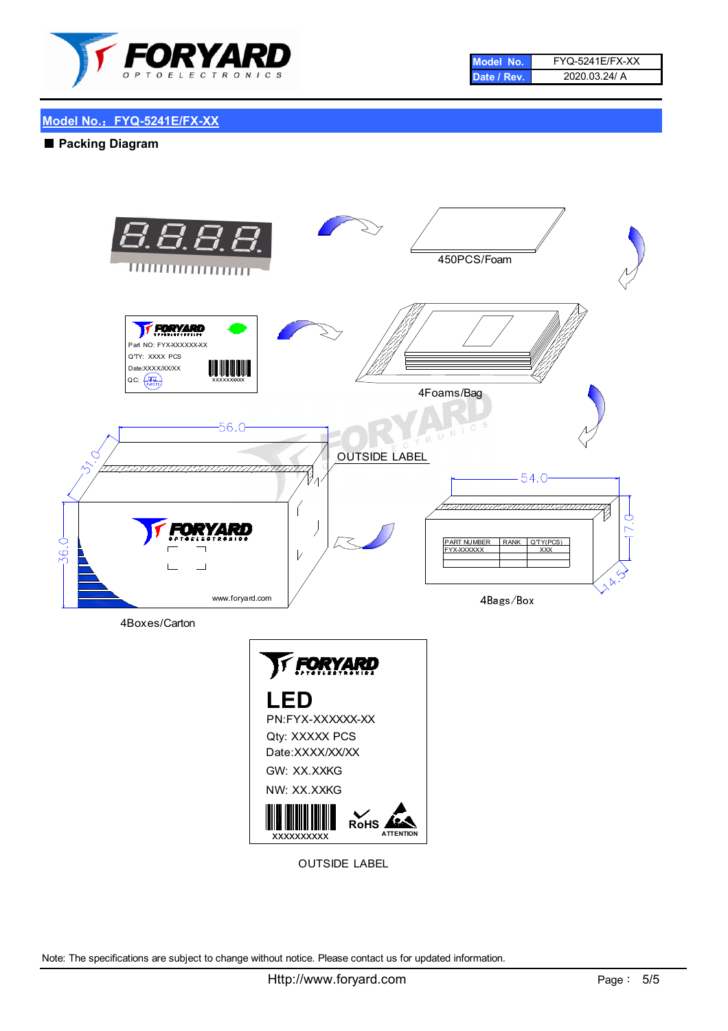| Model No. | FYQ-5241E/FX-XX |
| --- | --- |
| Date / Rev. | 2020.03.24/ A |

## Model No.: FYQ-5241E/FX-XX

### ■ Packing Diagram

450PCS/Foam

Part NO: FYX-XXXXXX-XX
Q'TY: XXXX PCS
Date:XXXX/XX/XX
QC:

4Foams/Bag

56.0

31.0

36.0

OUTSIDE LABEL

www.foryard.com

4Boxes/Carton

54.0

17.0

14.5

| PART NUMBER | RANK | Q'TY(PCS) |
| --- | --- | --- |
| FYX-XXXXXX | | XXX |

4Bags/Box

LED
PN:FYX-XXXXXX-XX
Qty: XXXXX PCS
Date:XXXX/XX/XX
GW: XX.XXKG
NW: XX.XXKG
XXXXXXXXXX
RoHS
ATTENTION

OUTSIDE LABEL

Note: The specifications are subject to change without notice. Please contact us for updated information.